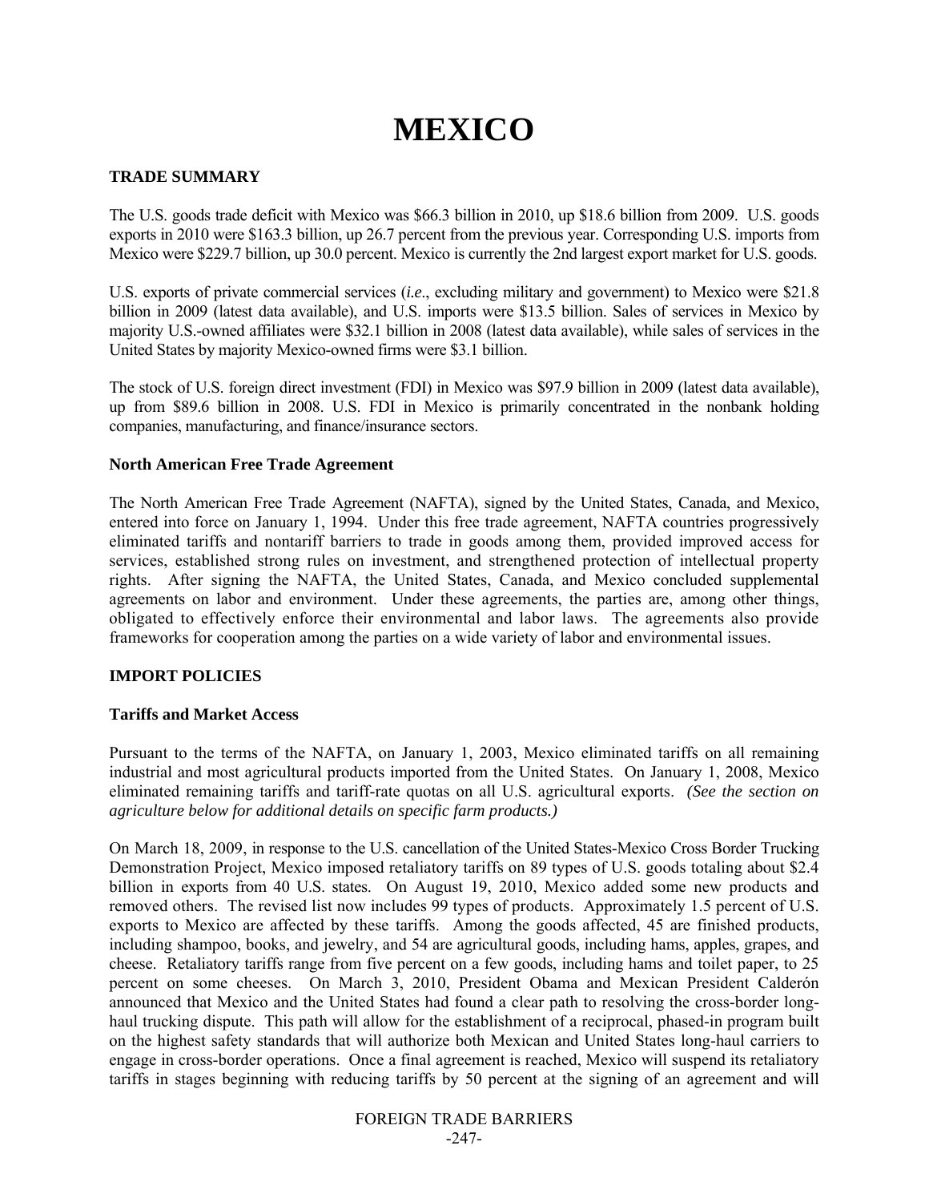# MEXICO

## TRADE SUMMARY

The U.S. goods trade deficit with Mexico was $66.3 billion in 2010, up $18.6 billion from 2009. U.S. goods exports in 2010 were $163.3 billion, up 26.7 percent from the previous year. Corresponding U.S. imports from Mexico were $229.7 billion, up 30.0 percent. Mexico is currently the 2nd largest export market for U.S. goods.

U.S. exports of private commercial services (*i.e*., excluding military and government) to Mexico were $21.8 billion in 2009 (latest data available), and U.S. imports were $13.5 billion. Sales of services in Mexico by majority U.S.-owned affiliates were $32.1 billion in 2008 (latest data available), while sales of services in the United States by majority Mexico-owned firms were $3.1 billion.

The stock of U.S. foreign direct investment (FDI) in Mexico was $97.9 billion in 2009 (latest data available), up from $89.6 billion in 2008. U.S. FDI in Mexico is primarily concentrated in the nonbank holding companies, manufacturing, and finance/insurance sectors.

### North American Free Trade Agreement

The North American Free Trade Agreement (NAFTA), signed by the United States, Canada, and Mexico, entered into force on January 1, 1994. Under this free trade agreement, NAFTA countries progressively eliminated tariffs and nontariff barriers to trade in goods among them, provided improved access for services, established strong rules on investment, and strengthened protection of intellectual property rights. After signing the NAFTA, the United States, Canada, and Mexico concluded supplemental agreements on labor and environment. Under these agreements, the parties are, among other things, obligated to effectively enforce their environmental and labor laws. The agreements also provide frameworks for cooperation among the parties on a wide variety of labor and environmental issues.

## IMPORT POLICIES

### Tariffs and Market Access

Pursuant to the terms of the NAFTA, on January 1, 2003, Mexico eliminated tariffs on all remaining industrial and most agricultural products imported from the United States. On January 1, 2008, Mexico eliminated remaining tariffs and tariff-rate quotas on all U.S. agricultural exports. *(See the section on agriculture below for additional details on specific farm products.)*

On March 18, 2009, in response to the U.S. cancellation of the United States-Mexico Cross Border Trucking Demonstration Project, Mexico imposed retaliatory tariffs on 89 types of U.S. goods totaling about $2.4 billion in exports from 40 U.S. states. On August 19, 2010, Mexico added some new products and removed others. The revised list now includes 99 types of products. Approximately 1.5 percent of U.S. exports to Mexico are affected by these tariffs. Among the goods affected, 45 are finished products, including shampoo, books, and jewelry, and 54 are agricultural goods, including hams, apples, grapes, and cheese. Retaliatory tariffs range from five percent on a few goods, including hams and toilet paper, to 25 percent on some cheeses. On March 3, 2010, President Obama and Mexican President Calderón announced that Mexico and the United States had found a clear path to resolving the cross-border long-haul trucking dispute. This path will allow for the establishment of a reciprocal, phased-in program built on the highest safety standards that will authorize both Mexican and United States long-haul carriers to engage in cross-border operations. Once a final agreement is reached, Mexico will suspend its retaliatory tariffs in stages beginning with reducing tariffs by 50 percent at the signing of an agreement and will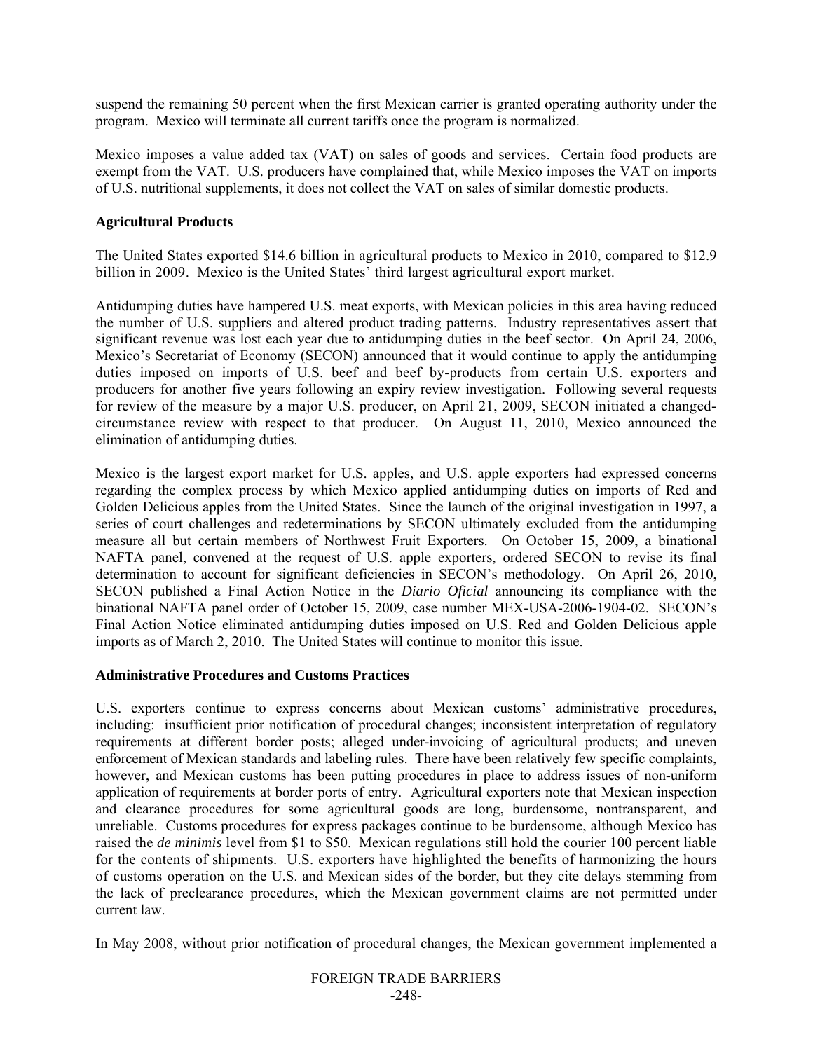suspend the remaining 50 percent when the first Mexican carrier is granted operating authority under the program. Mexico will terminate all current tariffs once the program is normalized.

Mexico imposes a value added tax (VAT) on sales of goods and services. Certain food products are exempt from the VAT. U.S. producers have complained that, while Mexico imposes the VAT on imports of U.S. nutritional supplements, it does not collect the VAT on sales of similar domestic products.

**Agricultural Products**

The United States exported $14.6 billion in agricultural products to Mexico in 2010, compared to $12.9 billion in 2009. Mexico is the United States' third largest agricultural export market.

Antidumping duties have hampered U.S. meat exports, with Mexican policies in this area having reduced the number of U.S. suppliers and altered product trading patterns. Industry representatives assert that significant revenue was lost each year due to antidumping duties in the beef sector. On April 24, 2006, Mexico's Secretariat of Economy (SECON) announced that it would continue to apply the antidumping duties imposed on imports of U.S. beef and beef by-products from certain U.S. exporters and producers for another five years following an expiry review investigation. Following several requests for review of the measure by a major U.S. producer, on April 21, 2009, SECON initiated a changed-circumstance review with respect to that producer. On August 11, 2010, Mexico announced the elimination of antidumping duties.

Mexico is the largest export market for U.S. apples, and U.S. apple exporters had expressed concerns regarding the complex process by which Mexico applied antidumping duties on imports of Red and Golden Delicious apples from the United States. Since the launch of the original investigation in 1997, a series of court challenges and redeterminations by SECON ultimately excluded from the antidumping measure all but certain members of Northwest Fruit Exporters. On October 15, 2009, a binational NAFTA panel, convened at the request of U.S. apple exporters, ordered SECON to revise its final determination to account for significant deficiencies in SECON's methodology. On April 26, 2010, SECON published a Final Action Notice in the *Diario Oficial* announcing its compliance with the binational NAFTA panel order of October 15, 2009, case number MEX-USA-2006-1904-02. SECON's Final Action Notice eliminated antidumping duties imposed on U.S. Red and Golden Delicious apple imports as of March 2, 2010. The United States will continue to monitor this issue.

**Administrative Procedures and Customs Practices**

U.S. exporters continue to express concerns about Mexican customs' administrative procedures, including: insufficient prior notification of procedural changes; inconsistent interpretation of regulatory requirements at different border posts; alleged under-invoicing of agricultural products; and uneven enforcement of Mexican standards and labeling rules. There have been relatively few specific complaints, however, and Mexican customs has been putting procedures in place to address issues of non-uniform application of requirements at border ports of entry. Agricultural exporters note that Mexican inspection and clearance procedures for some agricultural goods are long, burdensome, nontransparent, and unreliable. Customs procedures for express packages continue to be burdensome, although Mexico has raised the *de minimis* level from $1 to $50. Mexican regulations still hold the courier 100 percent liable for the contents of shipments. U.S. exporters have highlighted the benefits of harmonizing the hours of customs operation on the U.S. and Mexican sides of the border, but they cite delays stemming from the lack of preclearance procedures, which the Mexican government claims are not permitted under current law.

In May 2008, without prior notification of procedural changes, the Mexican government implemented a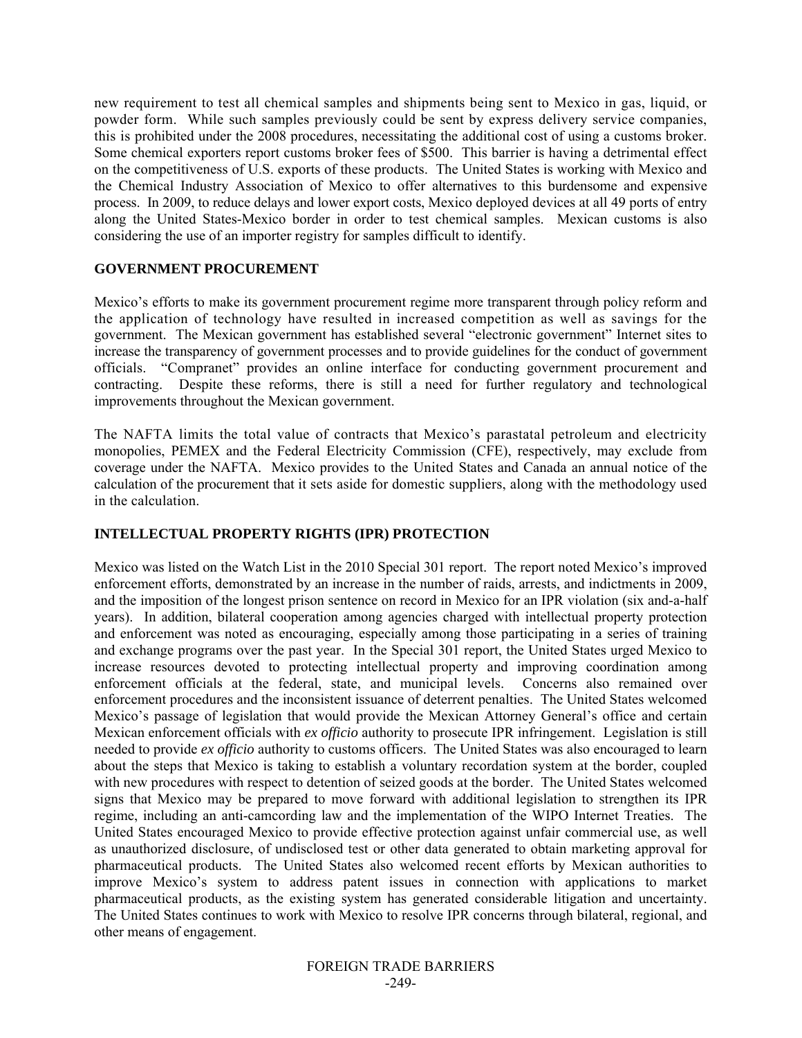new requirement to test all chemical samples and shipments being sent to Mexico in gas, liquid, or powder form. While such samples previously could be sent by express delivery service companies, this is prohibited under the 2008 procedures, necessitating the additional cost of using a customs broker. Some chemical exporters report customs broker fees of $500. This barrier is having a detrimental effect on the competitiveness of U.S. exports of these products. The United States is working with Mexico and the Chemical Industry Association of Mexico to offer alternatives to this burdensome and expensive process. In 2009, to reduce delays and lower export costs, Mexico deployed devices at all 49 ports of entry along the United States-Mexico border in order to test chemical samples. Mexican customs is also considering the use of an importer registry for samples difficult to identify.

## GOVERNMENT PROCUREMENT

Mexico's efforts to make its government procurement regime more transparent through policy reform and the application of technology have resulted in increased competition as well as savings for the government. The Mexican government has established several "electronic government" Internet sites to increase the transparency of government processes and to provide guidelines for the conduct of government officials. "Compranet" provides an online interface for conducting government procurement and contracting. Despite these reforms, there is still a need for further regulatory and technological improvements throughout the Mexican government.

The NAFTA limits the total value of contracts that Mexico's parastatal petroleum and electricity monopolies, PEMEX and the Federal Electricity Commission (CFE), respectively, may exclude from coverage under the NAFTA. Mexico provides to the United States and Canada an annual notice of the calculation of the procurement that it sets aside for domestic suppliers, along with the methodology used in the calculation.

## INTELLECTUAL PROPERTY RIGHTS (IPR) PROTECTION

Mexico was listed on the Watch List in the 2010 Special 301 report. The report noted Mexico's improved enforcement efforts, demonstrated by an increase in the number of raids, arrests, and indictments in 2009, and the imposition of the longest prison sentence on record in Mexico for an IPR violation (six and-a-half years). In addition, bilateral cooperation among agencies charged with intellectual property protection and enforcement was noted as encouraging, especially among those participating in a series of training and exchange programs over the past year. In the Special 301 report, the United States urged Mexico to increase resources devoted to protecting intellectual property and improving coordination among enforcement officials at the federal, state, and municipal levels. Concerns also remained over enforcement procedures and the inconsistent issuance of deterrent penalties. The United States welcomed Mexico's passage of legislation that would provide the Mexican Attorney General's office and certain Mexican enforcement officials with *ex officio* authority to prosecute IPR infringement. Legislation is still needed to provide *ex officio* authority to customs officers. The United States was also encouraged to learn about the steps that Mexico is taking to establish a voluntary recordation system at the border, coupled with new procedures with respect to detention of seized goods at the border. The United States welcomed signs that Mexico may be prepared to move forward with additional legislation to strengthen its IPR regime, including an anti-camcording law and the implementation of the WIPO Internet Treaties. The United States encouraged Mexico to provide effective protection against unfair commercial use, as well as unauthorized disclosure, of undisclosed test or other data generated to obtain marketing approval for pharmaceutical products. The United States also welcomed recent efforts by Mexican authorities to improve Mexico's system to address patent issues in connection with applications to market pharmaceutical products, as the existing system has generated considerable litigation and uncertainty. The United States continues to work with Mexico to resolve IPR concerns through bilateral, regional, and other means of engagement.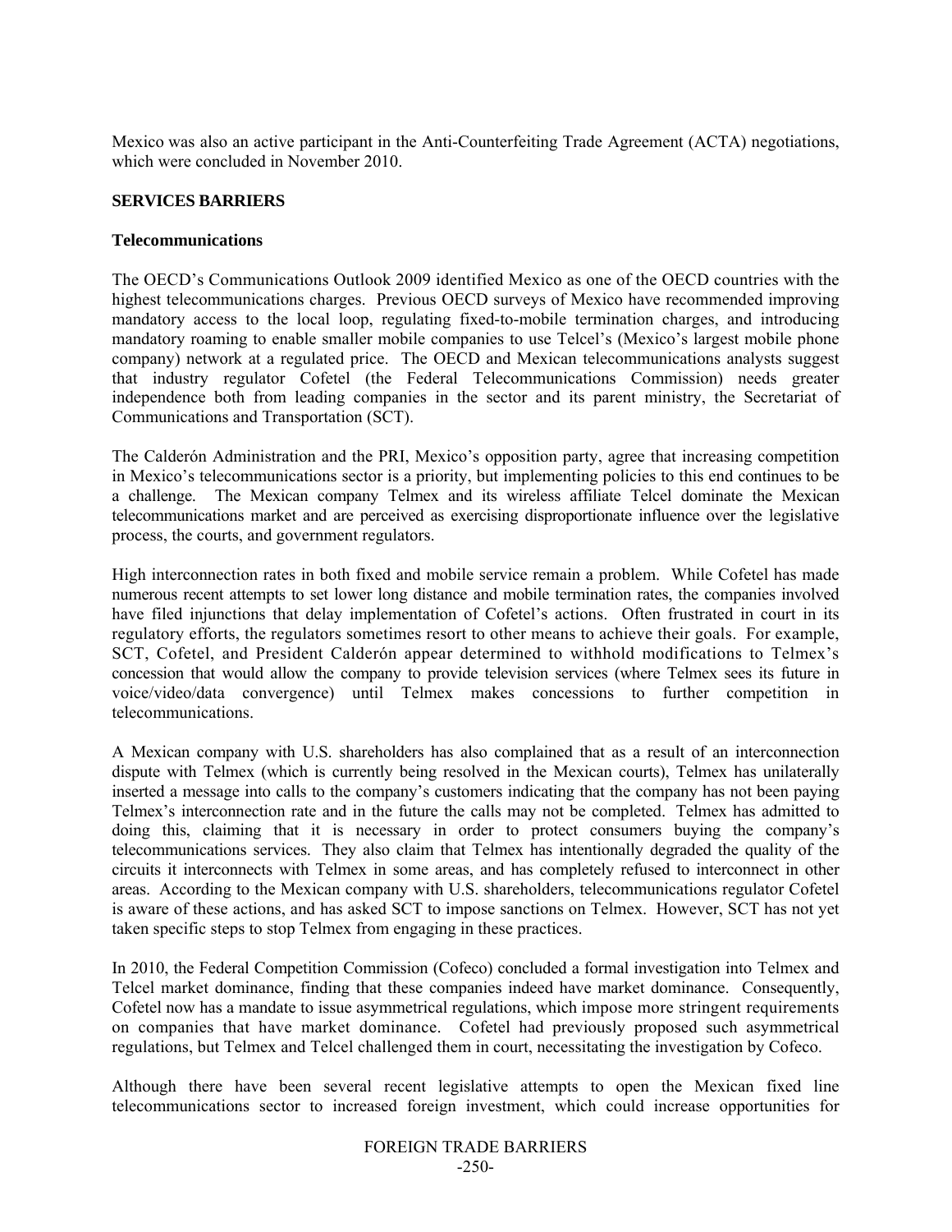Mexico was also an active participant in the Anti-Counterfeiting Trade Agreement (ACTA) negotiations, which were concluded in November 2010.

## SERVICES BARRIERS

### Telecommunications

The OECD's Communications Outlook 2009 identified Mexico as one of the OECD countries with the highest telecommunications charges. Previous OECD surveys of Mexico have recommended improving mandatory access to the local loop, regulating fixed-to-mobile termination charges, and introducing mandatory roaming to enable smaller mobile companies to use Telcel's (Mexico's largest mobile phone company) network at a regulated price. The OECD and Mexican telecommunications analysts suggest that industry regulator Cofetel (the Federal Telecommunications Commission) needs greater independence both from leading companies in the sector and its parent ministry, the Secretariat of Communications and Transportation (SCT).

The Calderón Administration and the PRI, Mexico's opposition party, agree that increasing competition in Mexico's telecommunications sector is a priority, but implementing policies to this end continues to be a challenge. The Mexican company Telmex and its wireless affiliate Telcel dominate the Mexican telecommunications market and are perceived as exercising disproportionate influence over the legislative process, the courts, and government regulators.

High interconnection rates in both fixed and mobile service remain a problem. While Cofetel has made numerous recent attempts to set lower long distance and mobile termination rates, the companies involved have filed injunctions that delay implementation of Cofetel's actions. Often frustrated in court in its regulatory efforts, the regulators sometimes resort to other means to achieve their goals. For example, SCT, Cofetel, and President Calderón appear determined to withhold modifications to Telmex's concession that would allow the company to provide television services (where Telmex sees its future in voice/video/data convergence) until Telmex makes concessions to further competition in telecommunications.

A Mexican company with U.S. shareholders has also complained that as a result of an interconnection dispute with Telmex (which is currently being resolved in the Mexican courts), Telmex has unilaterally inserted a message into calls to the company's customers indicating that the company has not been paying Telmex's interconnection rate and in the future the calls may not be completed. Telmex has admitted to doing this, claiming that it is necessary in order to protect consumers buying the company's telecommunications services. They also claim that Telmex has intentionally degraded the quality of the circuits it interconnects with Telmex in some areas, and has completely refused to interconnect in other areas. According to the Mexican company with U.S. shareholders, telecommunications regulator Cofetel is aware of these actions, and has asked SCT to impose sanctions on Telmex. However, SCT has not yet taken specific steps to stop Telmex from engaging in these practices.

In 2010, the Federal Competition Commission (Cofeco) concluded a formal investigation into Telmex and Telcel market dominance, finding that these companies indeed have market dominance. Consequently, Cofetel now has a mandate to issue asymmetrical regulations, which impose more stringent requirements on companies that have market dominance. Cofetel had previously proposed such asymmetrical regulations, but Telmex and Telcel challenged them in court, necessitating the investigation by Cofeco.

Although there have been several recent legislative attempts to open the Mexican fixed line telecommunications sector to increased foreign investment, which could increase opportunities for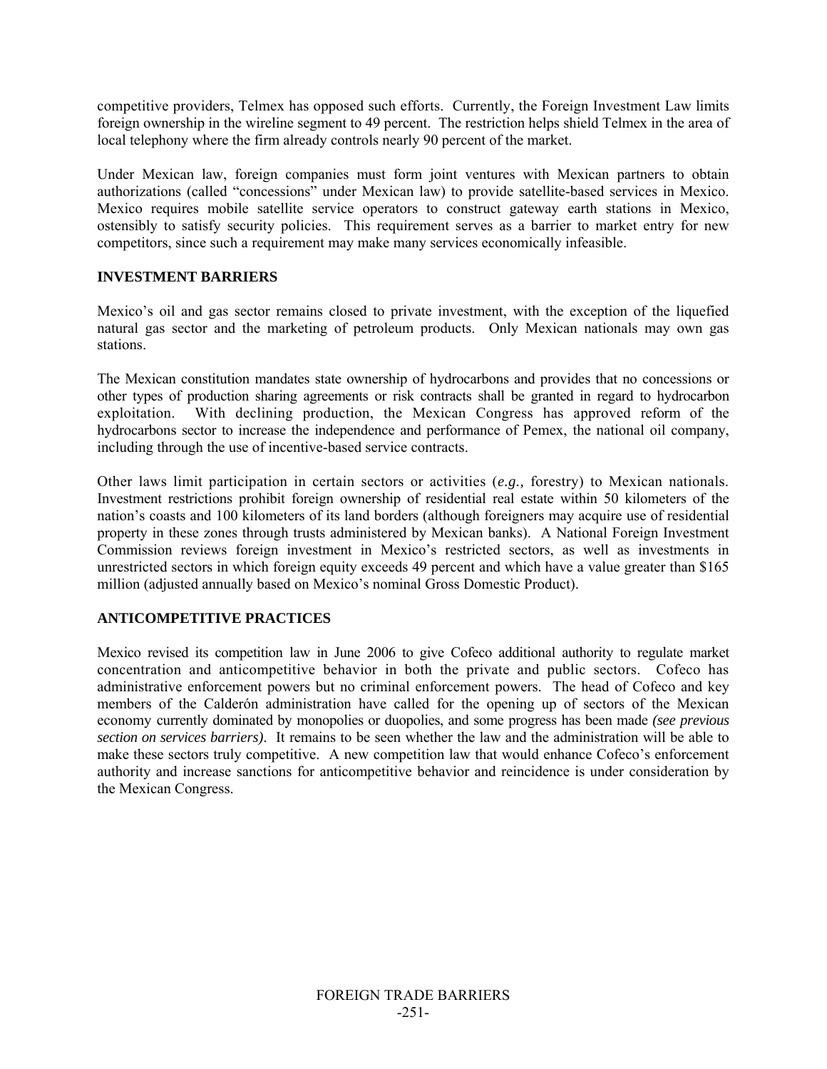competitive providers, Telmex has opposed such efforts. Currently, the Foreign Investment Law limits foreign ownership in the wireline segment to 49 percent. The restriction helps shield Telmex in the area of local telephony where the firm already controls nearly 90 percent of the market.

Under Mexican law, foreign companies must form joint ventures with Mexican partners to obtain authorizations (called "concessions" under Mexican law) to provide satellite-based services in Mexico. Mexico requires mobile satellite service operators to construct gateway earth stations in Mexico, ostensibly to satisfy security policies. This requirement serves as a barrier to market entry for new competitors, since such a requirement may make many services economically infeasible.

## INVESTMENT BARRIERS

Mexico's oil and gas sector remains closed to private investment, with the exception of the liquefied natural gas sector and the marketing of petroleum products. Only Mexican nationals may own gas stations.

The Mexican constitution mandates state ownership of hydrocarbons and provides that no concessions or other types of production sharing agreements or risk contracts shall be granted in regard to hydrocarbon exploitation. With declining production, the Mexican Congress has approved reform of the hydrocarbons sector to increase the independence and performance of Pemex, the national oil company, including through the use of incentive-based service contracts.

Other laws limit participation in certain sectors or activities (*e.g.,* forestry) to Mexican nationals. Investment restrictions prohibit foreign ownership of residential real estate within 50 kilometers of the nation's coasts and 100 kilometers of its land borders (although foreigners may acquire use of residential property in these zones through trusts administered by Mexican banks). A National Foreign Investment Commission reviews foreign investment in Mexico's restricted sectors, as well as investments in unrestricted sectors in which foreign equity exceeds 49 percent and which have a value greater than $165 million (adjusted annually based on Mexico's nominal Gross Domestic Product).

## ANTICOMPETITIVE PRACTICES

Mexico revised its competition law in June 2006 to give Cofeco additional authority to regulate market concentration and anticompetitive behavior in both the private and public sectors. Cofeco has administrative enforcement powers but no criminal enforcement powers. The head of Cofeco and key members of the Calderón administration have called for the opening up of sectors of the Mexican economy currently dominated by monopolies or duopolies, and some progress has been made *(see previous section on services barriers)*. It remains to be seen whether the law and the administration will be able to make these sectors truly competitive. A new competition law that would enhance Cofeco's enforcement authority and increase sanctions for anticompetitive behavior and reincidence is under consideration by the Mexican Congress.